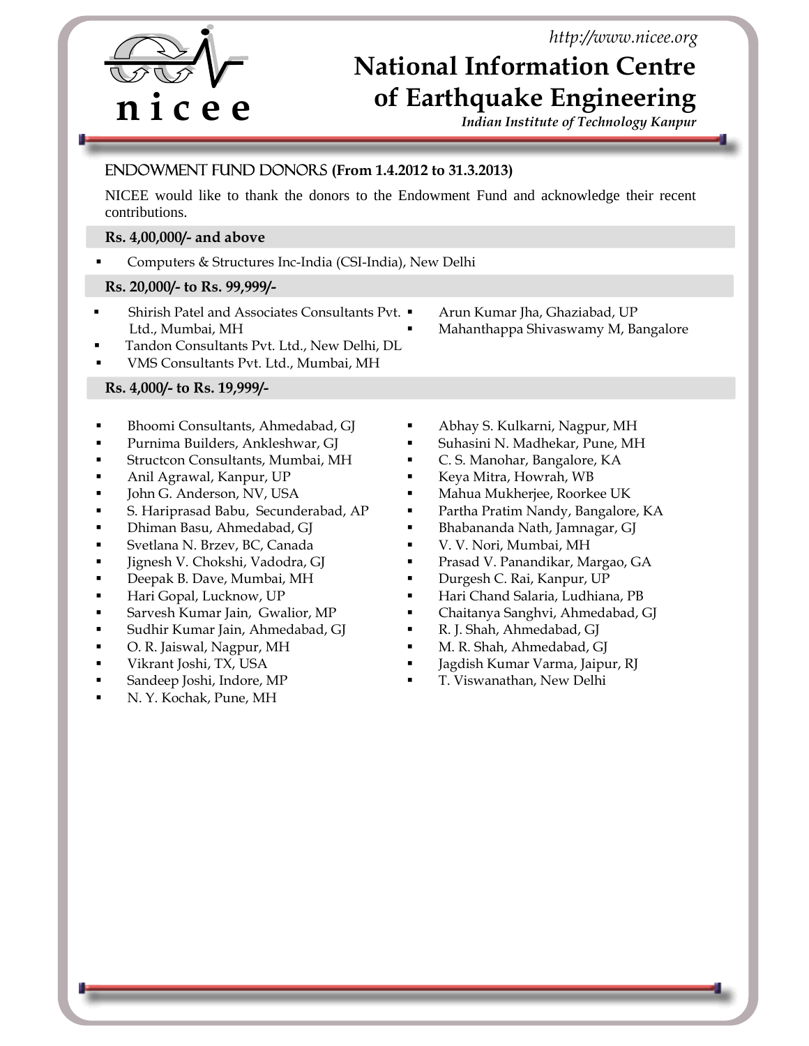http://www.nicee.org

# National Information Centre of Earthquake Engineering

*Indian Institute of Technology Kanpur*

## ENDOWMENT FUND DONORS (From 1.4.2012 to 31.3.2013)

NICEE would like to thank the donors to the Endowment Fund and acknowledge their recent contributions.

### Rs. 4,00,000/- and above

- Computers & Structures Inc-India (CSI-India), New Delhi

### Rs. 20,000/- to Rs. 99,999/-

- Shirish Patel and Associates Consultants Pvt. Ltd., Mumbai, MH
- Tandon Consultants Pvt. Ltd., New Delhi, DL
- VMS Consultants Pvt. Ltd., Mumbai, MH
- Arun Kumar Jha, Ghaziabad, UP
- Mahanthappa Shivaswamy M, Bangalore

### Rs. 4,000/- to Rs. 19,999/-

- Bhoomi Consultants, Ahmedabad, GJ
- Purnima Builders, Ankleshwar, GJ
- Structcon Consultants, Mumbai, MH
- Anil Agrawal, Kanpur, UP
- John G. Anderson, NV, USA
- S. Hariprasad Babu, Secunderabad, AP
- Dhiman Basu, Ahmedabad, GJ
- Svetlana N. Brzev, BC, Canada
- Jignesh V. Chokshi, Vadodra, GJ
- Deepak B. Dave, Mumbai, MH
- Hari Gopal, Lucknow, UP
- Sarvesh Kumar Jain, Gwalior, MP
- Sudhir Kumar Jain, Ahmedabad, GJ
- O. R. Jaiswal, Nagpur, MH
- Vikrant Joshi, TX, USA
- Sandeep Joshi, Indore, MP
- N. Y. Kochak, Pune, MH
- Abhay S. Kulkarni, Nagpur, MH
- Suhasini N. Madhekar, Pune, MH
- C. S. Manohar, Bangalore, KA
- Keya Mitra, Howrah, WB
- Mahua Mukherjee, Roorkee UK
- Partha Pratim Nandy, Bangalore, KA
- Bhabananda Nath, Jamnagar, GJ
- V. V. Nori, Mumbai, MH
- Prasad V. Panandikar, Margao, GA
- Durgesh C. Rai, Kanpur, UP
- Hari Chand Salaria, Ludhiana, PB
- Chaitanya Sanghvi, Ahmedabad, GJ
- R. J. Shah, Ahmedabad, GJ
- M. R. Shah, Ahmedabad, GJ
- Jagdish Kumar Varma, Jaipur, RJ
- T. Viswanathan, New Delhi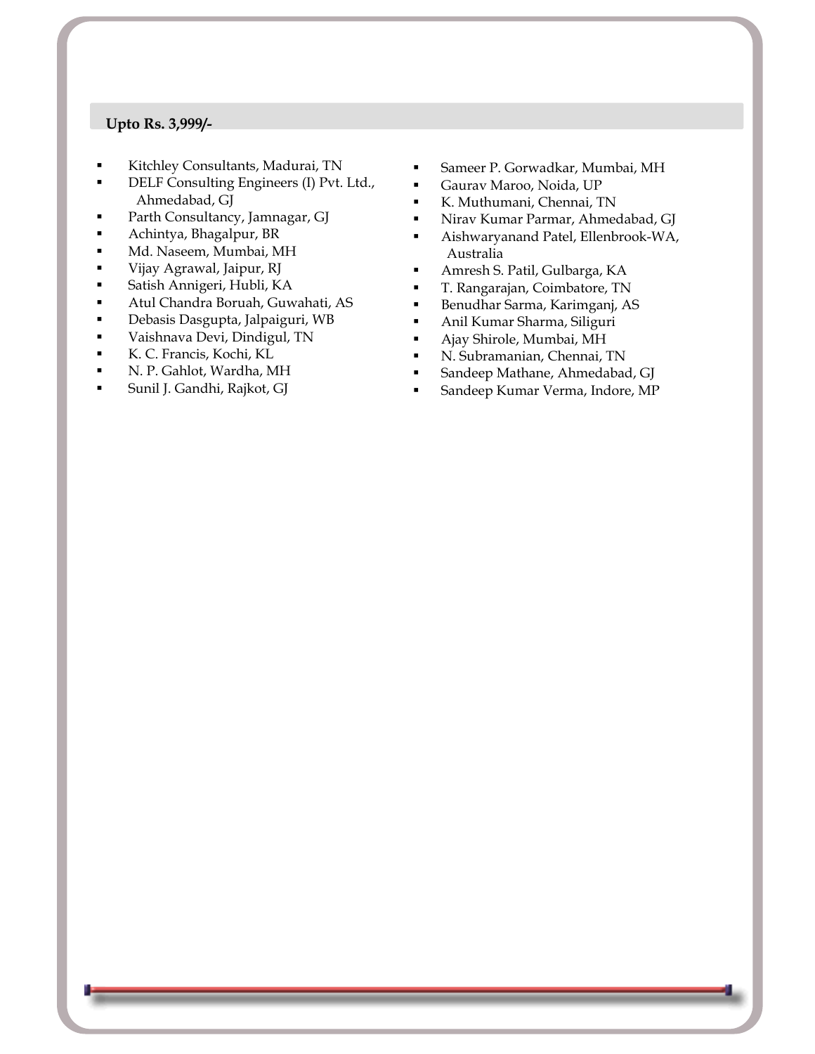**Upto Rs. 3,999/-**

- Kitchley Consultants, Madurai, TN
- DELF Consulting Engineers (I) Pvt. Ltd., Ahmedabad, GJ
- Parth Consultancy, Jamnagar, GJ
- Achintya, Bhagalpur, BR
- Md. Naseem, Mumbai, MH
- Vijay Agrawal, Jaipur, RJ
- Satish Annigeri, Hubli, KA
- Atul Chandra Boruah, Guwahati, AS
- Debasis Dasgupta, Jalpaiguri, WB
- Vaishnava Devi, Dindigul, TN
- K. C. Francis, Kochi, KL
- N. P. Gahlot, Wardha, MH
- Sunil J. Gandhi, Rajkot, GJ
- Sameer P. Gorwadkar, Mumbai, MH
- Gaurav Maroo, Noida, UP
- K. Muthumani, Chennai, TN
- Nirav Kumar Parmar, Ahmedabad, GJ
- Aishwaryanand Patel, Ellenbrook-WA, Australia
- Amresh S. Patil, Gulbarga, KA
- T. Rangarajan, Coimbatore, TN
- Benudhar Sarma, Karimganj, AS
- Anil Kumar Sharma, Siliguri
- Ajay Shirole, Mumbai, MH
- N. Subramanian, Chennai, TN
- Sandeep Mathane, Ahmedabad, GJ
- Sandeep Kumar Verma, Indore, MP